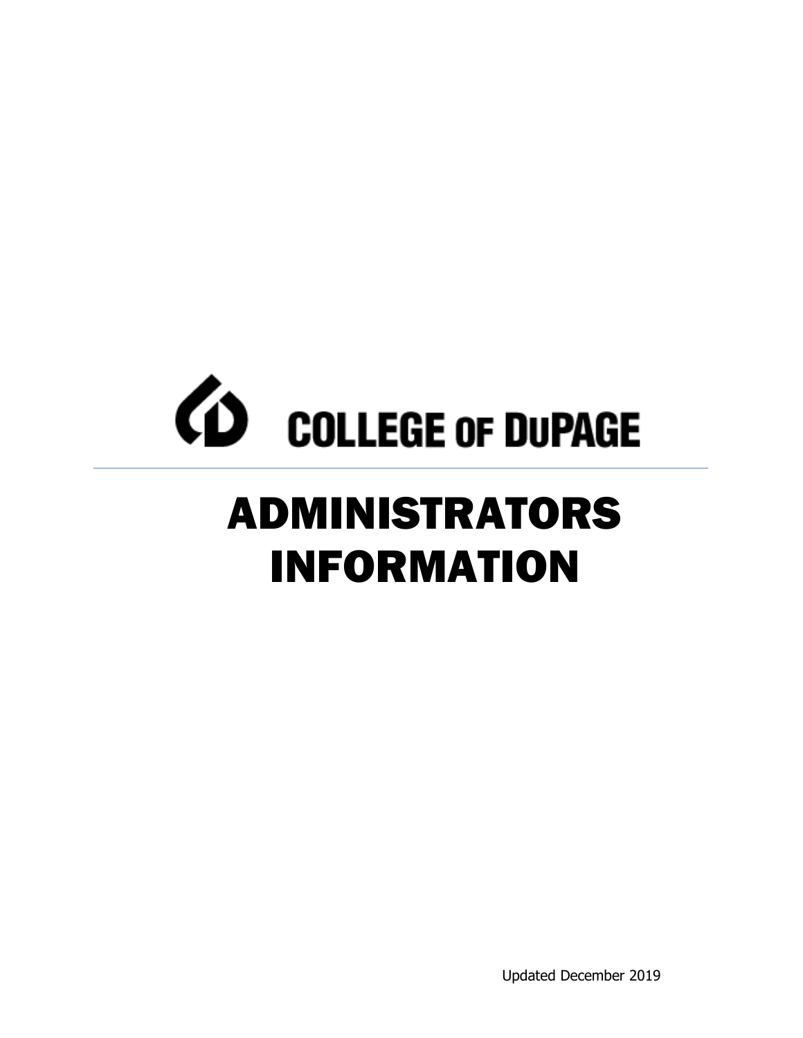COLLEGE OF DUPAGE

# ADMINISTRATORS INFORMATION

Updated December 2019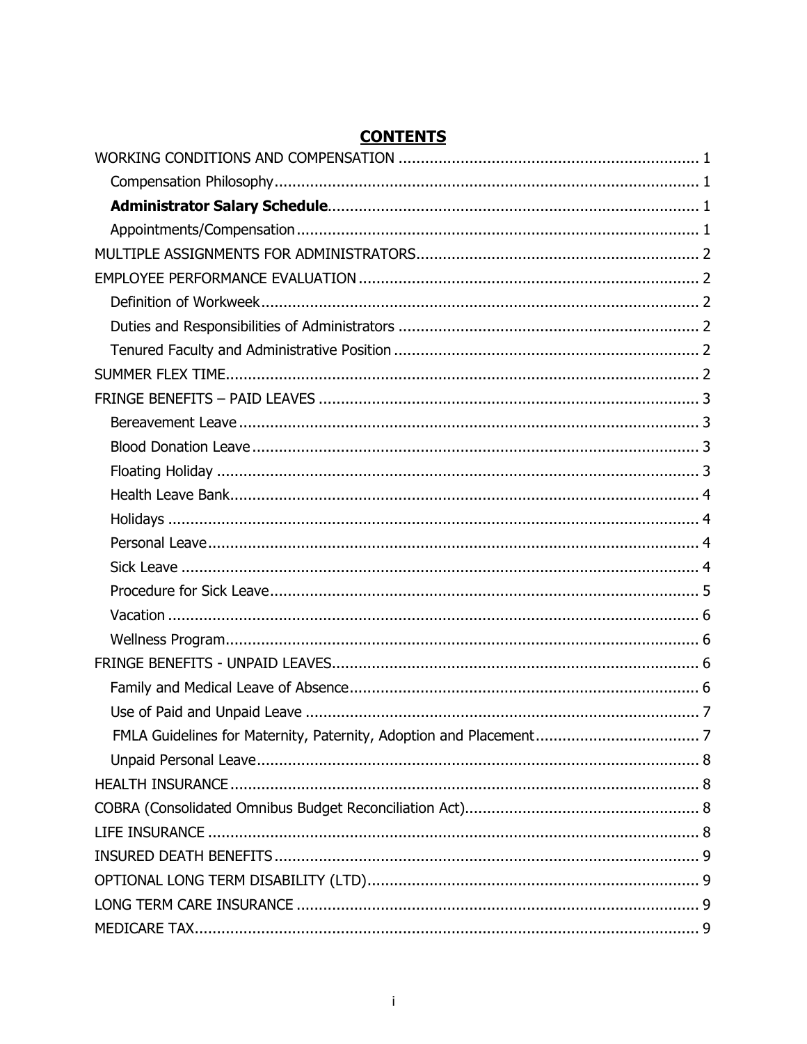# CONTENTS

WORKING CONDITIONS AND COMPENSATION ..................................................................... 1
- Compensation Philosophy ............................................................................................... 1
- **Administrator Salary Schedule**.................................................................................. 1
- Appointments/Compensation ........................................................................................... 1

MULTIPLE ASSIGNMENTS FOR ADMINISTRATORS................................................................ 2

EMPLOYEE PERFORMANCE EVALUATION ............................................................................. 2
- Definition of Workweek .................................................................................................. 2
- Duties and Responsibilities of Administrators .................................................................... 2
- Tenured Faculty and Administrative Position ..................................................................... 2

SUMMER FLEX TIME.............................................................................................................. 2

FRINGE BENEFITS – PAID LEAVES ...................................................................................... 3
- Bereavement Leave ........................................................................................................ 3
- Blood Donation Leave ..................................................................................................... 3
- Floating Holiday ............................................................................................................. 3
- Health Leave Bank.......................................................................................................... 4
- Holidays ........................................................................................................................ 4
- Personal Leave ............................................................................................................... 4
- Sick Leave ..................................................................................................................... 4
- Procedure for Sick Leave................................................................................................. 5
- Vacation ........................................................................................................................ 6
- Wellness Program........................................................................................................... 6

FRINGE BENEFITS - UNPAID LEAVES................................................................................... 6
- Family and Medical Leave of Absence ............................................................................... 6
- Use of Paid and Unpaid Leave ......................................................................................... 7
- FMLA Guidelines for Maternity, Paternity, Adoption and Placement ..................................... 7
- Unpaid Personal Leave.................................................................................................... 8

HEALTH INSURANCE ............................................................................................................ 8

COBRA (Consolidated Omnibus Budget Reconciliation Act).................................................... 8

LIFE INSURANCE ................................................................................................................. 8

INSURED DEATH BENEFITS .................................................................................................. 9

OPTIONAL LONG TERM DISABILITY (LTD)........................................................................... 9

LONG TERM CARE INSURANCE ............................................................................................ 9

MEDICARE TAX..................................................................................................................... 9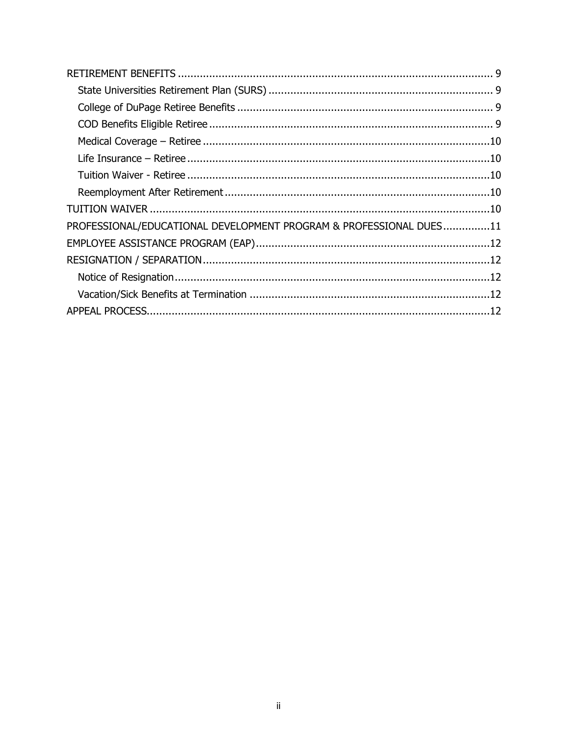- RETIREMENT BENEFITS ..... 9
  - State Universities Retirement Plan (SURS) ..... 9
  - College of DuPage Retiree Benefits ..... 9
  - COD Benefits Eligible Retiree ..... 9
  - Medical Coverage – Retiree ..... 10
  - Life Insurance – Retiree ..... 10
  - Tuition Waiver - Retiree ..... 10
  - Reemployment After Retirement ..... 10
- TUITION WAIVER ..... 10
- PROFESSIONAL/EDUCATIONAL DEVELOPMENT PROGRAM & PROFESSIONAL DUES ..... 11
- EMPLOYEE ASSISTANCE PROGRAM (EAP) ..... 12
- RESIGNATION / SEPARATION ..... 12
  - Notice of Resignation ..... 12
  - Vacation/Sick Benefits at Termination ..... 12
- APPEAL PROCESS ..... 12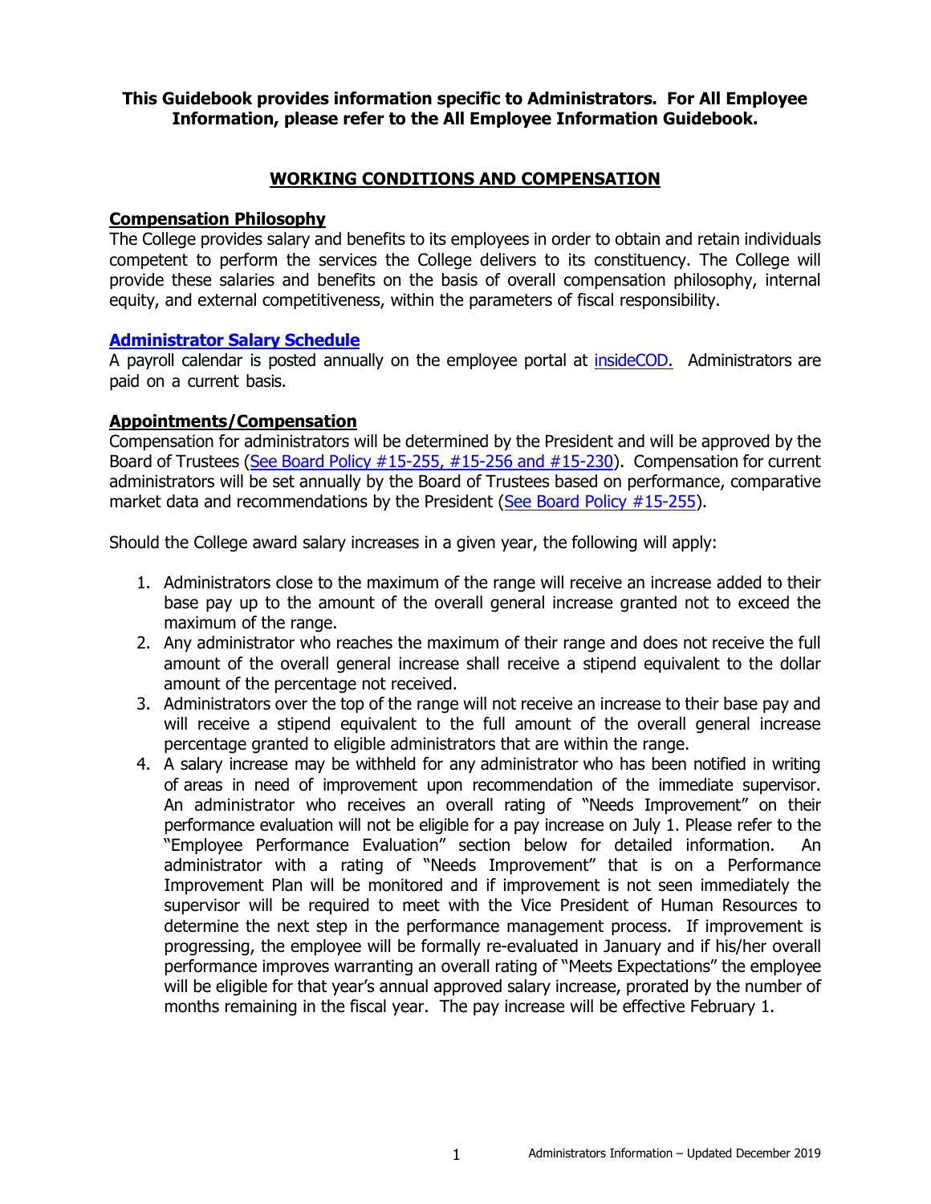**This Guidebook provides information specific to Administrators. For All Employee Information, please refer to the All Employee Information Guidebook.**

## WORKING CONDITIONS AND COMPENSATION

### Compensation Philosophy

The College provides salary and benefits to its employees in order to obtain and retain individuals competent to perform the services the College delivers to its constituency. The College will provide these salaries and benefits on the basis of overall compensation philosophy, internal equity, and external competitiveness, within the parameters of fiscal responsibility.

### Administrator Salary Schedule

A payroll calendar is posted annually on the employee portal at insideCOD. Administrators are paid on a current basis.

### Appointments/Compensation

Compensation for administrators will be determined by the President and will be approved by the Board of Trustees (See Board Policy #15-255, #15-256 and #15-230). Compensation for current administrators will be set annually by the Board of Trustees based on performance, comparative market data and recommendations by the President (See Board Policy #15-255).

Should the College award salary increases in a given year, the following will apply:

1. Administrators close to the maximum of the range will receive an increase added to their base pay up to the amount of the overall general increase granted not to exceed the maximum of the range.
2. Any administrator who reaches the maximum of their range and does not receive the full amount of the overall general increase shall receive a stipend equivalent to the dollar amount of the percentage not received.
3. Administrators over the top of the range will not receive an increase to their base pay and will receive a stipend equivalent to the full amount of the overall general increase percentage granted to eligible administrators that are within the range.
4. A salary increase may be withheld for any administrator who has been notified in writing of areas in need of improvement upon recommendation of the immediate supervisor. An administrator who receives an overall rating of "Needs Improvement" on their performance evaluation will not be eligible for a pay increase on July 1. Please refer to the "Employee Performance Evaluation" section below for detailed information. An administrator with a rating of "Needs Improvement" that is on a Performance Improvement Plan will be monitored and if improvement is not seen immediately the supervisor will be required to meet with the Vice President of Human Resources to determine the next step in the performance management process. If improvement is progressing, the employee will be formally re-evaluated in January and if his/her overall performance improves warranting an overall rating of "Meets Expectations" the employee will be eligible for that year's annual approved salary increase, prorated by the number of months remaining in the fiscal year. The pay increase will be effective February 1.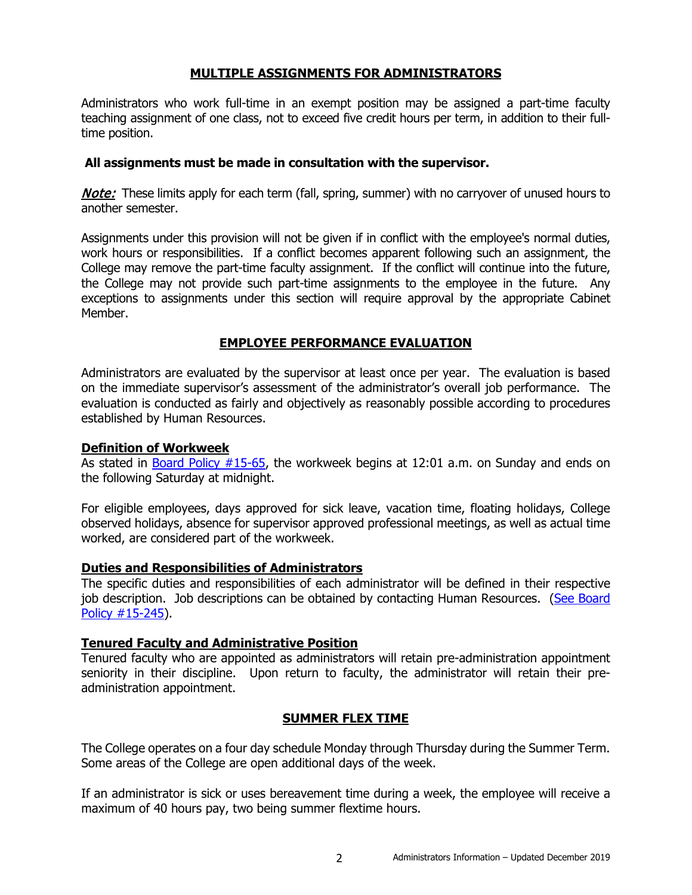## MULTIPLE ASSIGNMENTS FOR ADMINISTRATORS

Administrators who work full-time in an exempt position may be assigned a part-time faculty teaching assignment of one class, not to exceed five credit hours per term, in addition to their full-time position.

**All assignments must be made in consultation with the supervisor.**

***Note:*** These limits apply for each term (fall, spring, summer) with no carryover of unused hours to another semester.

Assignments under this provision will not be given if in conflict with the employee's normal duties, work hours or responsibilities. If a conflict becomes apparent following such an assignment, the College may remove the part-time faculty assignment. If the conflict will continue into the future, the College may not provide such part-time assignments to the employee in the future. Any exceptions to assignments under this section will require approval by the appropriate Cabinet Member.

## EMPLOYEE PERFORMANCE EVALUATION

Administrators are evaluated by the supervisor at least once per year. The evaluation is based on the immediate supervisor's assessment of the administrator's overall job performance. The evaluation is conducted as fairly and objectively as reasonably possible according to procedures established by Human Resources.

### Definition of Workweek

As stated in Board Policy #15-65, the workweek begins at 12:01 a.m. on Sunday and ends on the following Saturday at midnight.

For eligible employees, days approved for sick leave, vacation time, floating holidays, College observed holidays, absence for supervisor approved professional meetings, as well as actual time worked, are considered part of the workweek.

### Duties and Responsibilities of Administrators

The specific duties and responsibilities of each administrator will be defined in their respective job description. Job descriptions can be obtained by contacting Human Resources. (See Board Policy #15-245).

### Tenured Faculty and Administrative Position

Tenured faculty who are appointed as administrators will retain pre-administration appointment seniority in their discipline. Upon return to faculty, the administrator will retain their pre-administration appointment.

## SUMMER FLEX TIME

The College operates on a four day schedule Monday through Thursday during the Summer Term. Some areas of the College are open additional days of the week.

If an administrator is sick or uses bereavement time during a week, the employee will receive a maximum of 40 hours pay, two being summer flextime hours.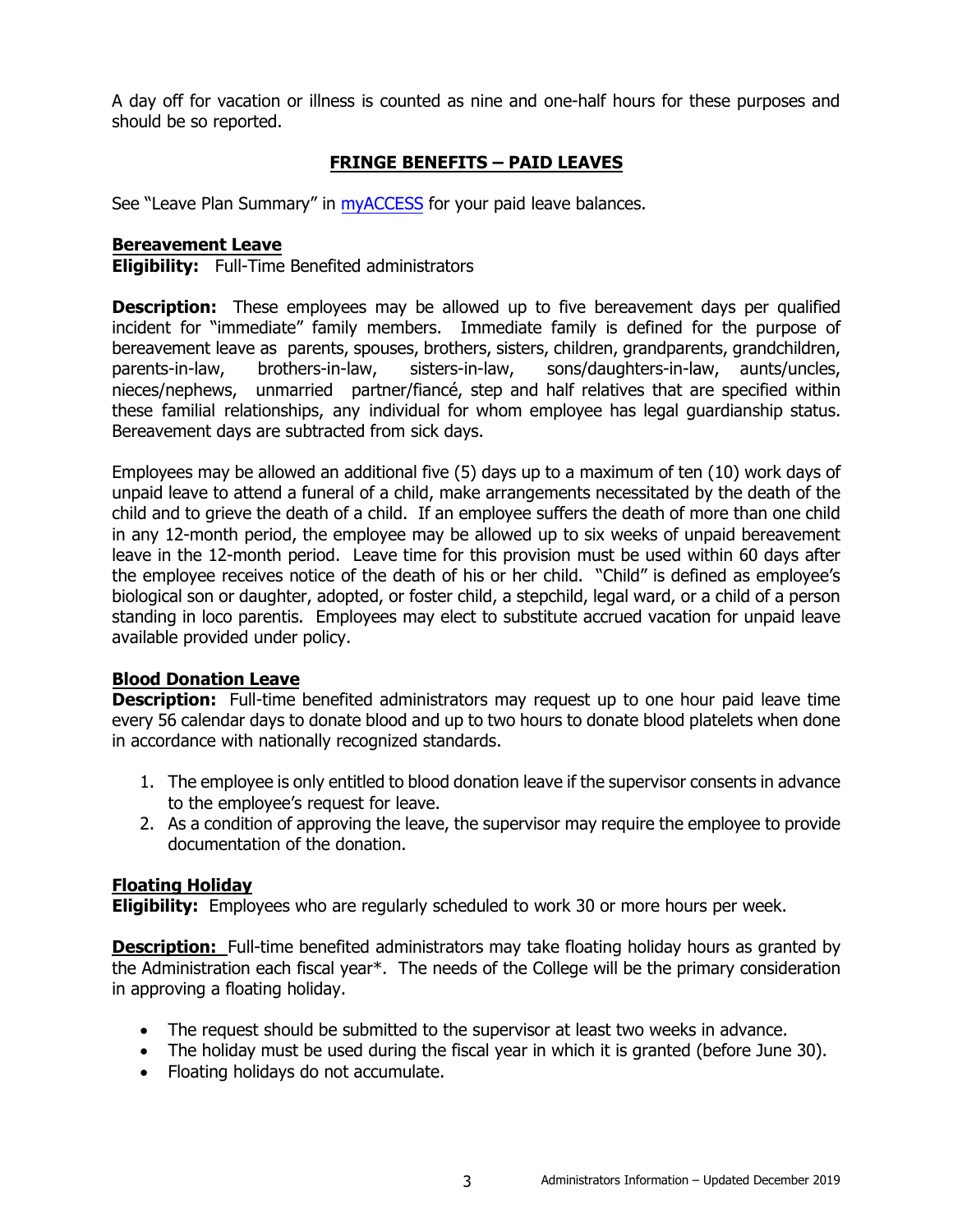A day off for vacation or illness is counted as nine and one-half hours for these purposes and should be so reported.

## FRINGE BENEFITS – PAID LEAVES

See "Leave Plan Summary" in myACCESS for your paid leave balances.

### Bereavement Leave

**Eligibility:** Full-Time Benefited administrators

**Description:** These employees may be allowed up to five bereavement days per qualified incident for "immediate" family members. Immediate family is defined for the purpose of bereavement leave as parents, spouses, brothers, sisters, children, grandparents, grandchildren, parents-in-law, brothers-in-law, sisters-in-law, sons/daughters-in-law, aunts/uncles, nieces/nephews, unmarried partner/fiancé, step and half relatives that are specified within these familial relationships, any individual for whom employee has legal guardianship status. Bereavement days are subtracted from sick days.

Employees may be allowed an additional five (5) days up to a maximum of ten (10) work days of unpaid leave to attend a funeral of a child, make arrangements necessitated by the death of the child and to grieve the death of a child. If an employee suffers the death of more than one child in any 12-month period, the employee may be allowed up to six weeks of unpaid bereavement leave in the 12-month period. Leave time for this provision must be used within 60 days after the employee receives notice of the death of his or her child. "Child" is defined as employee's biological son or daughter, adopted, or foster child, a stepchild, legal ward, or a child of a person standing in loco parentis. Employees may elect to substitute accrued vacation for unpaid leave available provided under policy.

### Blood Donation Leave

**Description:** Full-time benefited administrators may request up to one hour paid leave time every 56 calendar days to donate blood and up to two hours to donate blood platelets when done in accordance with nationally recognized standards.

1. The employee is only entitled to blood donation leave if the supervisor consents in advance to the employee's request for leave.
2. As a condition of approving the leave, the supervisor may require the employee to provide documentation of the donation.

### Floating Holiday

**Eligibility:** Employees who are regularly scheduled to work 30 or more hours per week.

**Description:** Full-time benefited administrators may take floating holiday hours as granted by the Administration each fiscal year*. The needs of the College will be the primary consideration in approving a floating holiday.

- The request should be submitted to the supervisor at least two weeks in advance.
- The holiday must be used during the fiscal year in which it is granted (before June 30).
- Floating holidays do not accumulate.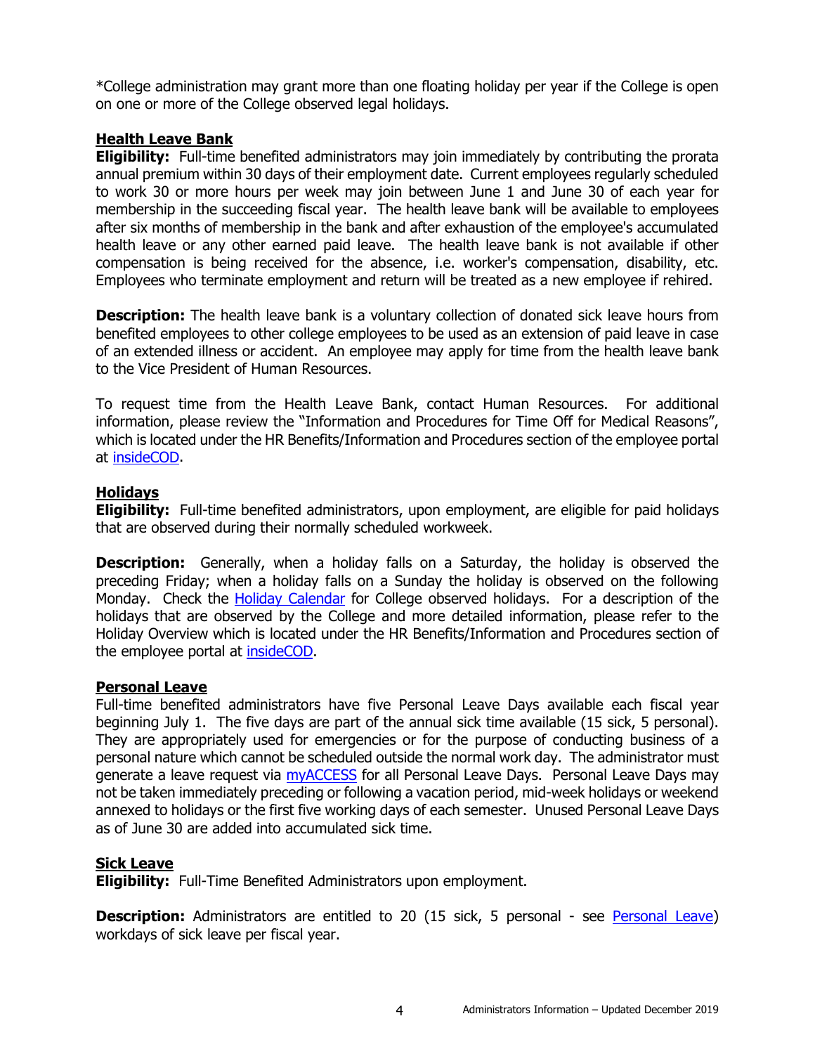*College administration may grant more than one floating holiday per year if the College is open on one or more of the College observed legal holidays.

## Health Leave Bank

**Eligibility:** Full-time benefited administrators may join immediately by contributing the prorata annual premium within 30 days of their employment date. Current employees regularly scheduled to work 30 or more hours per week may join between June 1 and June 30 of each year for membership in the succeeding fiscal year. The health leave bank will be available to employees after six months of membership in the bank and after exhaustion of the employee's accumulated health leave or any other earned paid leave. The health leave bank is not available if other compensation is being received for the absence, i.e. worker's compensation, disability, etc. Employees who terminate employment and return will be treated as a new employee if rehired.

**Description:** The health leave bank is a voluntary collection of donated sick leave hours from benefited employees to other college employees to be used as an extension of paid leave in case of an extended illness or accident. An employee may apply for time from the health leave bank to the Vice President of Human Resources.

To request time from the Health Leave Bank, contact Human Resources. For additional information, please review the "Information and Procedures for Time Off for Medical Reasons", which is located under the HR Benefits/Information and Procedures section of the employee portal at insideCOD.

## Holidays

**Eligibility:** Full-time benefited administrators, upon employment, are eligible for paid holidays that are observed during their normally scheduled workweek.

**Description:** Generally, when a holiday falls on a Saturday, the holiday is observed the preceding Friday; when a holiday falls on a Sunday the holiday is observed on the following Monday. Check the Holiday Calendar for College observed holidays. For a description of the holidays that are observed by the College and more detailed information, please refer to the Holiday Overview which is located under the HR Benefits/Information and Procedures section of the employee portal at insideCOD.

## Personal Leave

Full-time benefited administrators have five Personal Leave Days available each fiscal year beginning July 1. The five days are part of the annual sick time available (15 sick, 5 personal). They are appropriately used for emergencies or for the purpose of conducting business of a personal nature which cannot be scheduled outside the normal work day. The administrator must generate a leave request via myACCESS for all Personal Leave Days. Personal Leave Days may not be taken immediately preceding or following a vacation period, mid-week holidays or weekend annexed to holidays or the first five working days of each semester. Unused Personal Leave Days as of June 30 are added into accumulated sick time.

## Sick Leave

**Eligibility:** Full-Time Benefited Administrators upon employment.

**Description:** Administrators are entitled to 20 (15 sick, 5 personal - see Personal Leave) workdays of sick leave per fiscal year.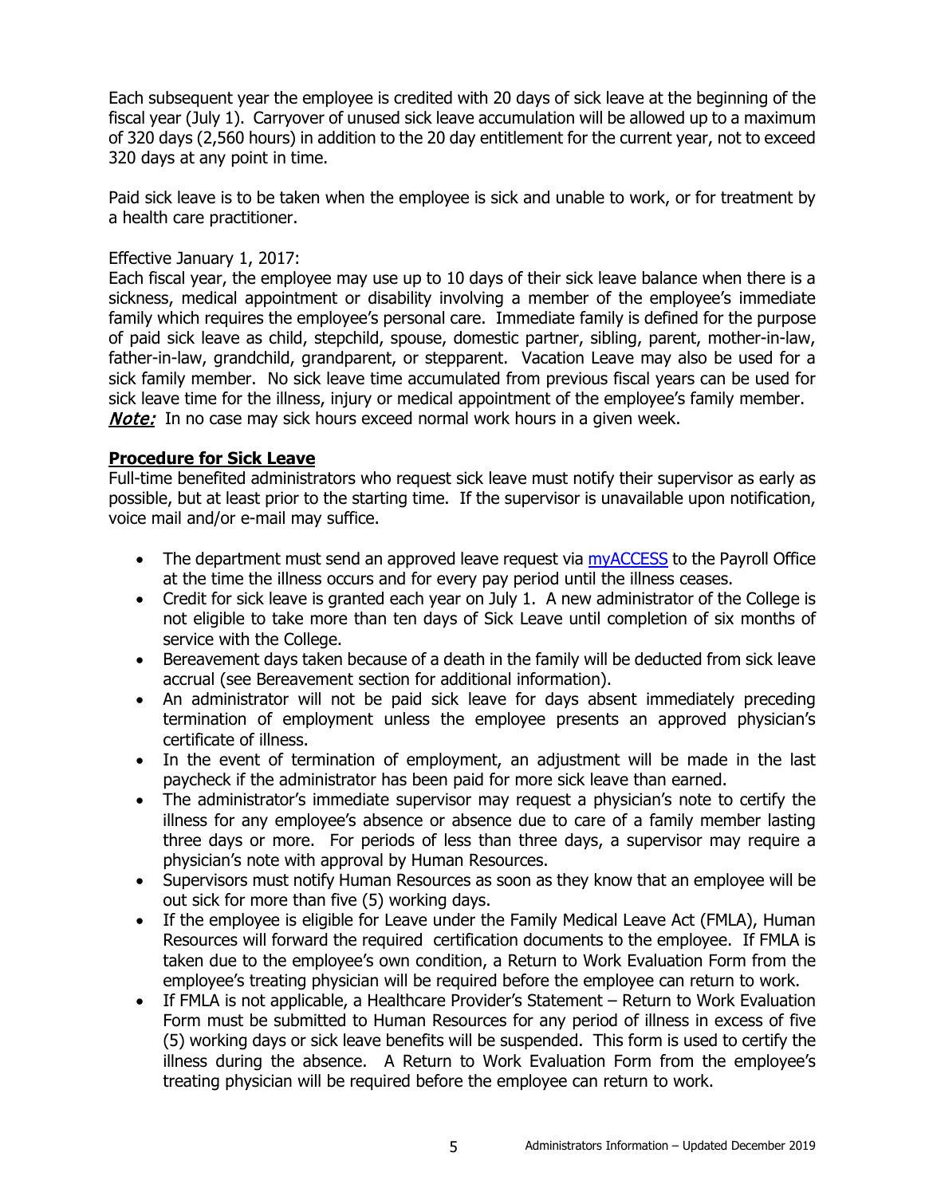Each subsequent year the employee is credited with 20 days of sick leave at the beginning of the fiscal year (July 1). Carryover of unused sick leave accumulation will be allowed up to a maximum of 320 days (2,560 hours) in addition to the 20 day entitlement for the current year, not to exceed 320 days at any point in time.

Paid sick leave is to be taken when the employee is sick and unable to work, or for treatment by a health care practitioner.

Effective January 1, 2017:
Each fiscal year, the employee may use up to 10 days of their sick leave balance when there is a sickness, medical appointment or disability involving a member of the employee's immediate family which requires the employee's personal care. Immediate family is defined for the purpose of paid sick leave as child, stepchild, spouse, domestic partner, sibling, parent, mother-in-law, father-in-law, grandchild, grandparent, or stepparent. Vacation Leave may also be used for a sick family member. No sick leave time accumulated from previous fiscal years can be used for sick leave time for the illness, injury or medical appointment of the employee's family member.
***Note:*** In no case may sick hours exceed normal work hours in a given week.

## Procedure for Sick Leave

Full-time benefited administrators who request sick leave must notify their supervisor as early as possible, but at least prior to the starting time. If the supervisor is unavailable upon notification, voice mail and/or e-mail may suffice.

- The department must send an approved leave request via myACCESS to the Payroll Office at the time the illness occurs and for every pay period until the illness ceases.
- Credit for sick leave is granted each year on July 1. A new administrator of the College is not eligible to take more than ten days of Sick Leave until completion of six months of service with the College.
- Bereavement days taken because of a death in the family will be deducted from sick leave accrual (see Bereavement section for additional information).
- An administrator will not be paid sick leave for days absent immediately preceding termination of employment unless the employee presents an approved physician's certificate of illness.
- In the event of termination of employment, an adjustment will be made in the last paycheck if the administrator has been paid for more sick leave than earned.
- The administrator's immediate supervisor may request a physician's note to certify the illness for any employee's absence or absence due to care of a family member lasting three days or more. For periods of less than three days, a supervisor may require a physician's note with approval by Human Resources.
- Supervisors must notify Human Resources as soon as they know that an employee will be out sick for more than five (5) working days.
- If the employee is eligible for Leave under the Family Medical Leave Act (FMLA), Human Resources will forward the required certification documents to the employee. If FMLA is taken due to the employee's own condition, a Return to Work Evaluation Form from the employee's treating physician will be required before the employee can return to work.
- If FMLA is not applicable, a Healthcare Provider's Statement – Return to Work Evaluation Form must be submitted to Human Resources for any period of illness in excess of five (5) working days or sick leave benefits will be suspended. This form is used to certify the illness during the absence. A Return to Work Evaluation Form from the employee's treating physician will be required before the employee can return to work.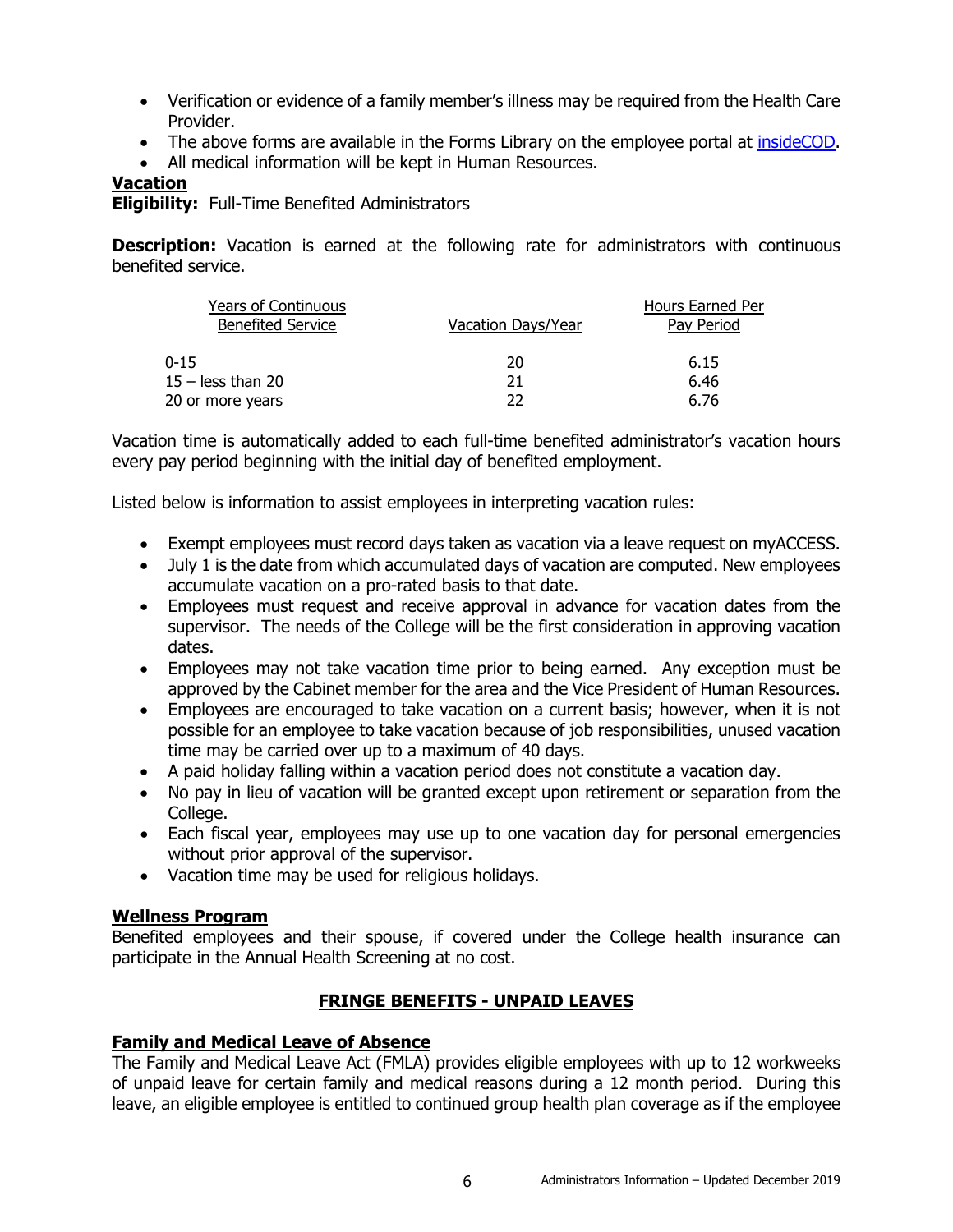- Verification or evidence of a family member's illness may be required from the Health Care Provider.
- The above forms are available in the Forms Library on the employee portal at insideCOD.
- All medical information will be kept in Human Resources.

## Vacation

**Eligibility:** Full-Time Benefited Administrators

**Description:** Vacation is earned at the following rate for administrators with continuous benefited service.

| Years of Continuous Benefited Service | Vacation Days/Year | Hours Earned Per Pay Period |
|---|---|---|
| 0-15 | 20 | 6.15 |
| 15 – less than 20 | 21 | 6.46 |
| 20 or more years | 22 | 6.76 |

Vacation time is automatically added to each full-time benefited administrator's vacation hours every pay period beginning with the initial day of benefited employment.

Listed below is information to assist employees in interpreting vacation rules:

- Exempt employees must record days taken as vacation via a leave request on myACCESS.
- July 1 is the date from which accumulated days of vacation are computed. New employees accumulate vacation on a pro-rated basis to that date.
- Employees must request and receive approval in advance for vacation dates from the supervisor. The needs of the College will be the first consideration in approving vacation dates.
- Employees may not take vacation time prior to being earned. Any exception must be approved by the Cabinet member for the area and the Vice President of Human Resources.
- Employees are encouraged to take vacation on a current basis; however, when it is not possible for an employee to take vacation because of job responsibilities, unused vacation time may be carried over up to a maximum of 40 days.
- A paid holiday falling within a vacation period does not constitute a vacation day.
- No pay in lieu of vacation will be granted except upon retirement or separation from the College.
- Each fiscal year, employees may use up to one vacation day for personal emergencies without prior approval of the supervisor.
- Vacation time may be used for religious holidays.

## Wellness Program

Benefited employees and their spouse, if covered under the College health insurance can participate in the Annual Health Screening at no cost.

# FRINGE BENEFITS - UNPAID LEAVES

## Family and Medical Leave of Absence

The Family and Medical Leave Act (FMLA) provides eligible employees with up to 12 workweeks of unpaid leave for certain family and medical reasons during a 12 month period. During this leave, an eligible employee is entitled to continued group health plan coverage as if the employee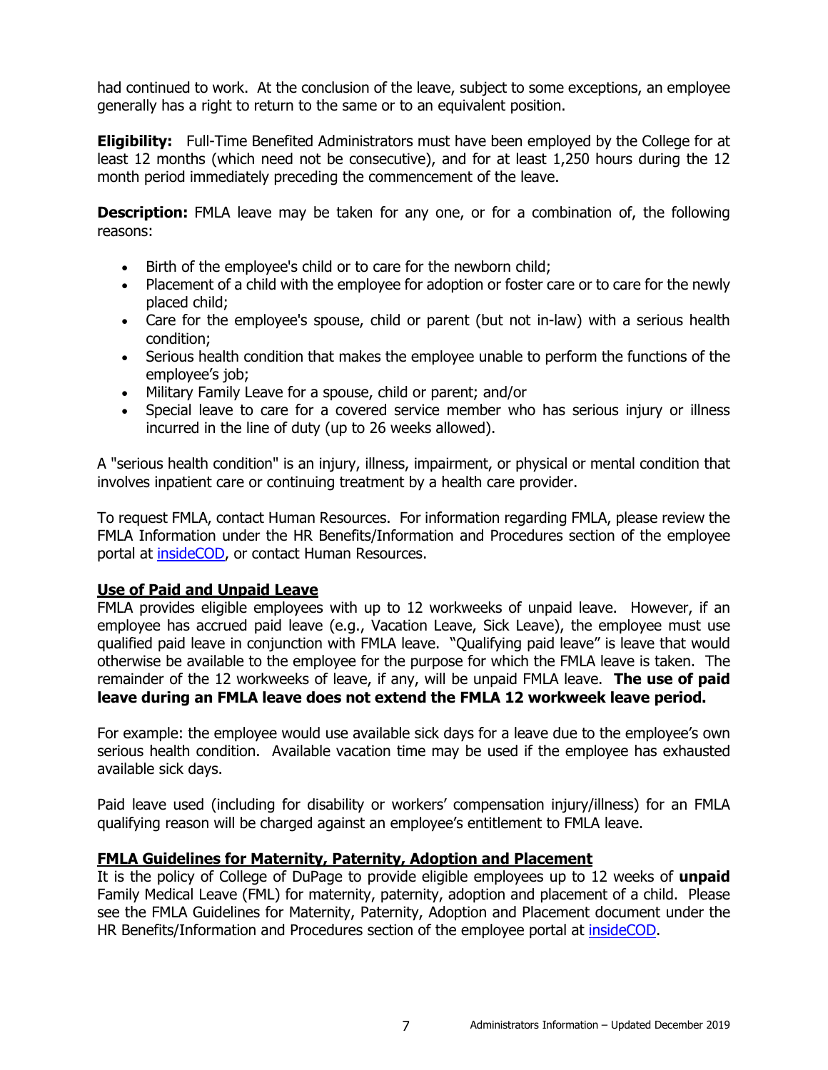had continued to work. At the conclusion of the leave, subject to some exceptions, an employee generally has a right to return to the same or to an equivalent position.

**Eligibility:** Full-Time Benefited Administrators must have been employed by the College for at least 12 months (which need not be consecutive), and for at least 1,250 hours during the 12 month period immediately preceding the commencement of the leave.

**Description:** FMLA leave may be taken for any one, or for a combination of, the following reasons:

- Birth of the employee's child or to care for the newborn child;
- Placement of a child with the employee for adoption or foster care or to care for the newly placed child;
- Care for the employee's spouse, child or parent (but not in-law) with a serious health condition;
- Serious health condition that makes the employee unable to perform the functions of the employee's job;
- Military Family Leave for a spouse, child or parent; and/or
- Special leave to care for a covered service member who has serious injury or illness incurred in the line of duty (up to 26 weeks allowed).

A "serious health condition" is an injury, illness, impairment, or physical or mental condition that involves inpatient care or continuing treatment by a health care provider.

To request FMLA, contact Human Resources. For information regarding FMLA, please review the FMLA Information under the HR Benefits/Information and Procedures section of the employee portal at insideCOD, or contact Human Resources.

**Use of Paid and Unpaid Leave**

FMLA provides eligible employees with up to 12 workweeks of unpaid leave. However, if an employee has accrued paid leave (e.g., Vacation Leave, Sick Leave), the employee must use qualified paid leave in conjunction with FMLA leave. "Qualifying paid leave" is leave that would otherwise be available to the employee for the purpose for which the FMLA leave is taken. The remainder of the 12 workweeks of leave, if any, will be unpaid FMLA leave. **The use of paid leave during an FMLA leave does not extend the FMLA 12 workweek leave period.**

For example: the employee would use available sick days for a leave due to the employee's own serious health condition. Available vacation time may be used if the employee has exhausted available sick days.

Paid leave used (including for disability or workers' compensation injury/illness) for an FMLA qualifying reason will be charged against an employee's entitlement to FMLA leave.

**FMLA Guidelines for Maternity, Paternity, Adoption and Placement**

It is the policy of College of DuPage to provide eligible employees up to 12 weeks of **unpaid** Family Medical Leave (FML) for maternity, paternity, adoption and placement of a child. Please see the FMLA Guidelines for Maternity, Paternity, Adoption and Placement document under the HR Benefits/Information and Procedures section of the employee portal at insideCOD.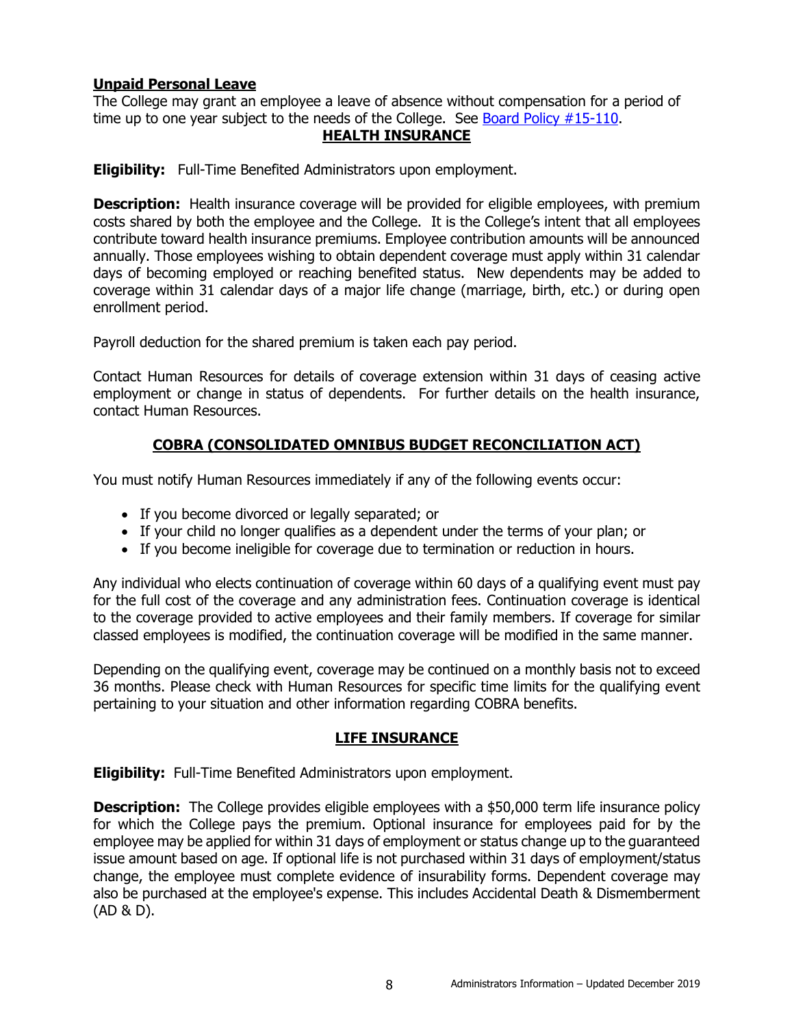**Unpaid Personal Leave**

The College may grant an employee a leave of absence without compensation for a period of time up to one year subject to the needs of the College. See [Board Policy #15-110](Board Policy #15-110).

## HEALTH INSURANCE

**Eligibility:** Full-Time Benefited Administrators upon employment.

**Description:** Health insurance coverage will be provided for eligible employees, with premium costs shared by both the employee and the College. It is the College's intent that all employees contribute toward health insurance premiums. Employee contribution amounts will be announced annually. Those employees wishing to obtain dependent coverage must apply within 31 calendar days of becoming employed or reaching benefited status. New dependents may be added to coverage within 31 calendar days of a major life change (marriage, birth, etc.) or during open enrollment period.

Payroll deduction for the shared premium is taken each pay period.

Contact Human Resources for details of coverage extension within 31 days of ceasing active employment or change in status of dependents. For further details on the health insurance, contact Human Resources.

## COBRA (CONSOLIDATED OMNIBUS BUDGET RECONCILIATION ACT)

You must notify Human Resources immediately if any of the following events occur:

- If you become divorced or legally separated; or
- If your child no longer qualifies as a dependent under the terms of your plan; or
- If you become ineligible for coverage due to termination or reduction in hours.

Any individual who elects continuation of coverage within 60 days of a qualifying event must pay for the full cost of the coverage and any administration fees. Continuation coverage is identical to the coverage provided to active employees and their family members. If coverage for similar classed employees is modified, the continuation coverage will be modified in the same manner.

Depending on the qualifying event, coverage may be continued on a monthly basis not to exceed 36 months. Please check with Human Resources for specific time limits for the qualifying event pertaining to your situation and other information regarding COBRA benefits.

## LIFE INSURANCE

**Eligibility:** Full-Time Benefited Administrators upon employment.

**Description:** The College provides eligible employees with a $50,000 term life insurance policy for which the College pays the premium. Optional insurance for employees paid for by the employee may be applied for within 31 days of employment or status change up to the guaranteed issue amount based on age. If optional life is not purchased within 31 days of employment/status change, the employee must complete evidence of insurability forms. Dependent coverage may also be purchased at the employee's expense. This includes Accidental Death & Dismemberment (AD & D).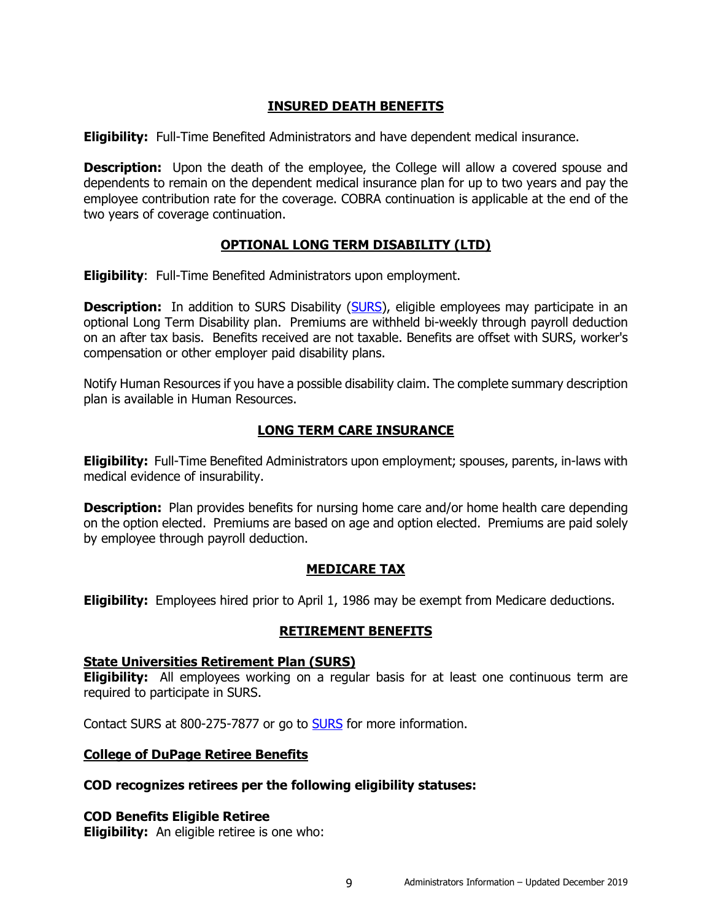## INSURED DEATH BENEFITS

**Eligibility:** Full-Time Benefited Administrators and have dependent medical insurance.

**Description:** Upon the death of the employee, the College will allow a covered spouse and dependents to remain on the dependent medical insurance plan for up to two years and pay the employee contribution rate for the coverage. COBRA continuation is applicable at the end of the two years of coverage continuation.

## OPTIONAL LONG TERM DISABILITY (LTD)

**Eligibility**: Full-Time Benefited Administrators upon employment.

**Description:** In addition to SURS Disability (SURS), eligible employees may participate in an optional Long Term Disability plan. Premiums are withheld bi-weekly through payroll deduction on an after tax basis. Benefits received are not taxable. Benefits are offset with SURS, worker's compensation or other employer paid disability plans.

Notify Human Resources if you have a possible disability claim. The complete summary description plan is available in Human Resources.

## LONG TERM CARE INSURANCE

**Eligibility:** Full-Time Benefited Administrators upon employment; spouses, parents, in-laws with medical evidence of insurability.

**Description:** Plan provides benefits for nursing home care and/or home health care depending on the option elected. Premiums are based on age and option elected. Premiums are paid solely by employee through payroll deduction.

## MEDICARE TAX

**Eligibility:** Employees hired prior to April 1, 1986 may be exempt from Medicare deductions.

## RETIREMENT BENEFITS

### State Universities Retirement Plan (SURS)

**Eligibility:** All employees working on a regular basis for at least one continuous term are required to participate in SURS.

Contact SURS at 800-275-7877 or go to SURS for more information.

### College of DuPage Retiree Benefits

**COD recognizes retirees per the following eligibility statuses:**

**COD Benefits Eligible Retiree**
**Eligibility:** An eligible retiree is one who: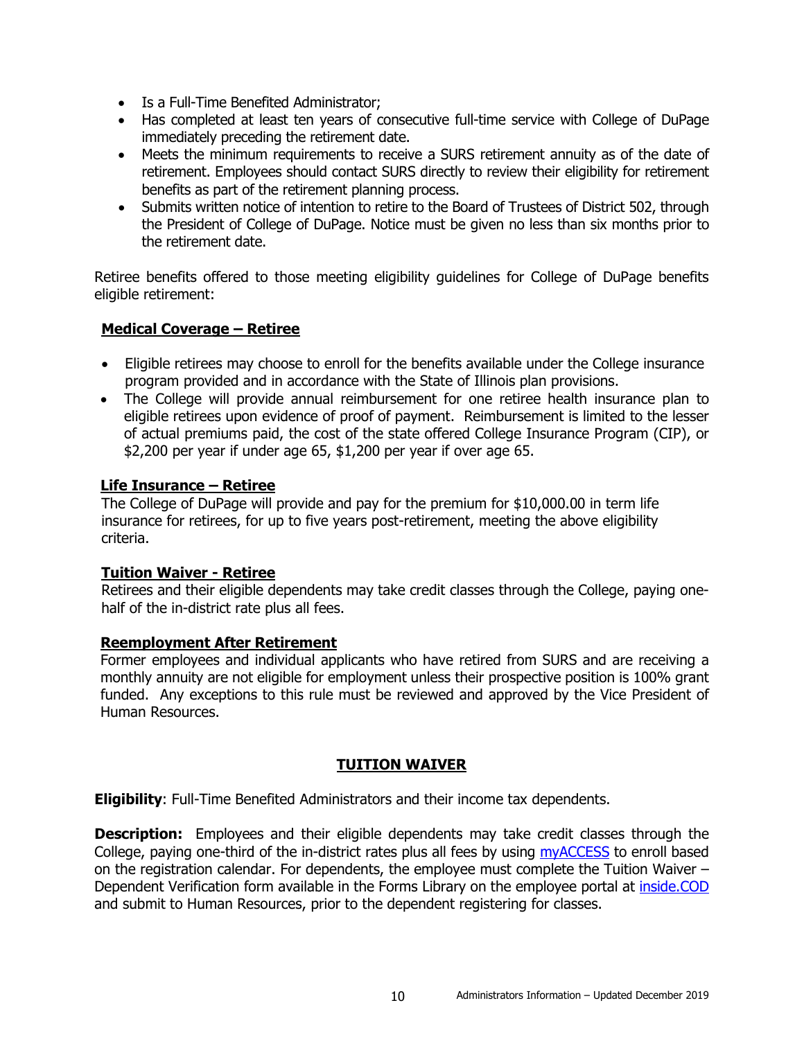- Is a Full-Time Benefited Administrator;
- Has completed at least ten years of consecutive full-time service with College of DuPage immediately preceding the retirement date.
- Meets the minimum requirements to receive a SURS retirement annuity as of the date of retirement. Employees should contact SURS directly to review their eligibility for retirement benefits as part of the retirement planning process.
- Submits written notice of intention to retire to the Board of Trustees of District 502, through the President of College of DuPage. Notice must be given no less than six months prior to the retirement date.

Retiree benefits offered to those meeting eligibility guidelines for College of DuPage benefits eligible retirement:

**Medical Coverage – Retiree**

- Eligible retirees may choose to enroll for the benefits available under the College insurance program provided and in accordance with the State of Illinois plan provisions.
- The College will provide annual reimbursement for one retiree health insurance plan to eligible retirees upon evidence of proof of payment. Reimbursement is limited to the lesser of actual premiums paid, the cost of the state offered College Insurance Program (CIP), or $2,200 per year if under age 65, $1,200 per year if over age 65.

**Life Insurance – Retiree**

The College of DuPage will provide and pay for the premium for $10,000.00 in term life insurance for retirees, for up to five years post-retirement, meeting the above eligibility criteria.

**Tuition Waiver - Retiree**

Retirees and their eligible dependents may take credit classes through the College, paying one-half of the in-district rate plus all fees.

**Reemployment After Retirement**

Former employees and individual applicants who have retired from SURS and are receiving a monthly annuity are not eligible for employment unless their prospective position is 100% grant funded. Any exceptions to this rule must be reviewed and approved by the Vice President of Human Resources.

## TUITION WAIVER

**Eligibility**: Full-Time Benefited Administrators and their income tax dependents.

**Description:** Employees and their eligible dependents may take credit classes through the College, paying one-third of the in-district rates plus all fees by using myACCESS to enroll based on the registration calendar. For dependents, the employee must complete the Tuition Waiver – Dependent Verification form available in the Forms Library on the employee portal at inside.COD and submit to Human Resources, prior to the dependent registering for classes.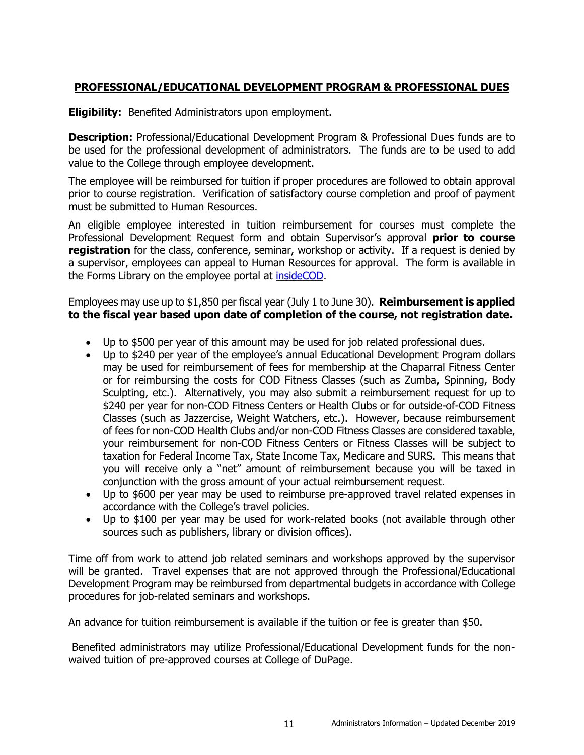## PROFESSIONAL/EDUCATIONAL DEVELOPMENT PROGRAM & PROFESSIONAL DUES

**Eligibility:** Benefited Administrators upon employment.

**Description:** Professional/Educational Development Program & Professional Dues funds are to be used for the professional development of administrators. The funds are to be used to add value to the College through employee development.

The employee will be reimbursed for tuition if proper procedures are followed to obtain approval prior to course registration. Verification of satisfactory course completion and proof of payment must be submitted to Human Resources.

An eligible employee interested in tuition reimbursement for courses must complete the Professional Development Request form and obtain Supervisor's approval **prior to course registration** for the class, conference, seminar, workshop or activity. If a request is denied by a supervisor, employees can appeal to Human Resources for approval. The form is available in the Forms Library on the employee portal at insideCOD.

Employees may use up to $1,850 per fiscal year (July 1 to June 30). **Reimbursement is applied to the fiscal year based upon date of completion of the course, not registration date.**

- Up to $500 per year of this amount may be used for job related professional dues.
- Up to $240 per year of the employee's annual Educational Development Program dollars may be used for reimbursement of fees for membership at the Chaparral Fitness Center or for reimbursing the costs for COD Fitness Classes (such as Zumba, Spinning, Body Sculpting, etc.). Alternatively, you may also submit a reimbursement request for up to $240 per year for non-COD Fitness Centers or Health Clubs or for outside-of-COD Fitness Classes (such as Jazzercise, Weight Watchers, etc.). However, because reimbursement of fees for non-COD Health Clubs and/or non-COD Fitness Classes are considered taxable, your reimbursement for non-COD Fitness Centers or Fitness Classes will be subject to taxation for Federal Income Tax, State Income Tax, Medicare and SURS. This means that you will receive only a "net" amount of reimbursement because you will be taxed in conjunction with the gross amount of your actual reimbursement request.
- Up to $600 per year may be used to reimburse pre-approved travel related expenses in accordance with the College's travel policies.
- Up to $100 per year may be used for work-related books (not available through other sources such as publishers, library or division offices).

Time off from work to attend job related seminars and workshops approved by the supervisor will be granted. Travel expenses that are not approved through the Professional/Educational Development Program may be reimbursed from departmental budgets in accordance with College procedures for job-related seminars and workshops.

An advance for tuition reimbursement is available if the tuition or fee is greater than $50.

Benefited administrators may utilize Professional/Educational Development funds for the non-waived tuition of pre-approved courses at College of DuPage.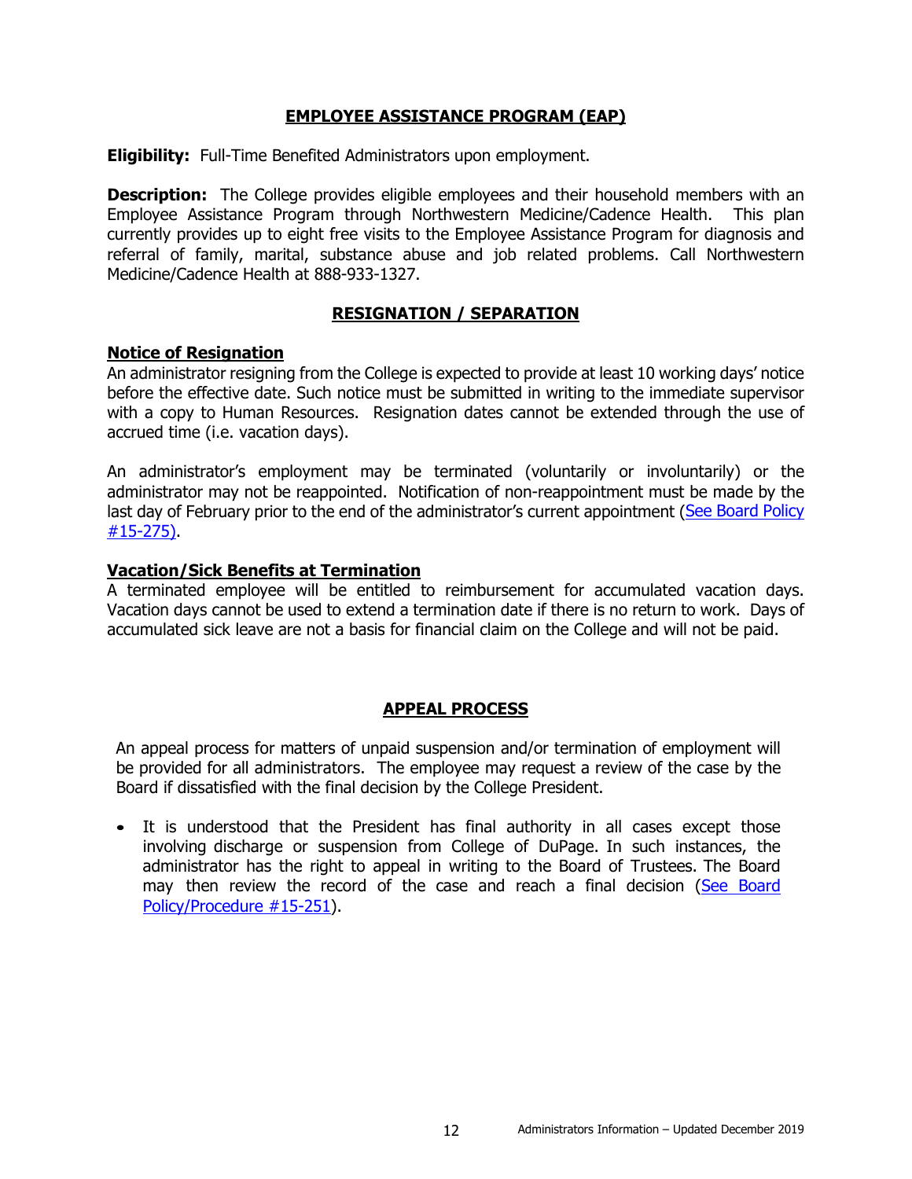## EMPLOYEE ASSISTANCE PROGRAM (EAP)

**Eligibility:** Full-Time Benefited Administrators upon employment.

**Description:** The College provides eligible employees and their household members with an Employee Assistance Program through Northwestern Medicine/Cadence Health. This plan currently provides up to eight free visits to the Employee Assistance Program for diagnosis and referral of family, marital, substance abuse and job related problems. Call Northwestern Medicine/Cadence Health at 888-933-1327.

## RESIGNATION / SEPARATION

### Notice of Resignation

An administrator resigning from the College is expected to provide at least 10 working days' notice before the effective date. Such notice must be submitted in writing to the immediate supervisor with a copy to Human Resources. Resignation dates cannot be extended through the use of accrued time (i.e. vacation days).

An administrator's employment may be terminated (voluntarily or involuntarily) or the administrator may not be reappointed. Notification of non-reappointment must be made by the last day of February prior to the end of the administrator's current appointment (See Board Policy #15-275).

### Vacation/Sick Benefits at Termination

A terminated employee will be entitled to reimbursement for accumulated vacation days. Vacation days cannot be used to extend a termination date if there is no return to work. Days of accumulated sick leave are not a basis for financial claim on the College and will not be paid.

## APPEAL PROCESS

An appeal process for matters of unpaid suspension and/or termination of employment will be provided for all administrators. The employee may request a review of the case by the Board if dissatisfied with the final decision by the College President.

- It is understood that the President has final authority in all cases except those involving discharge or suspension from College of DuPage. In such instances, the administrator has the right to appeal in writing to the Board of Trustees. The Board may then review the record of the case and reach a final decision (See Board Policy/Procedure #15-251).